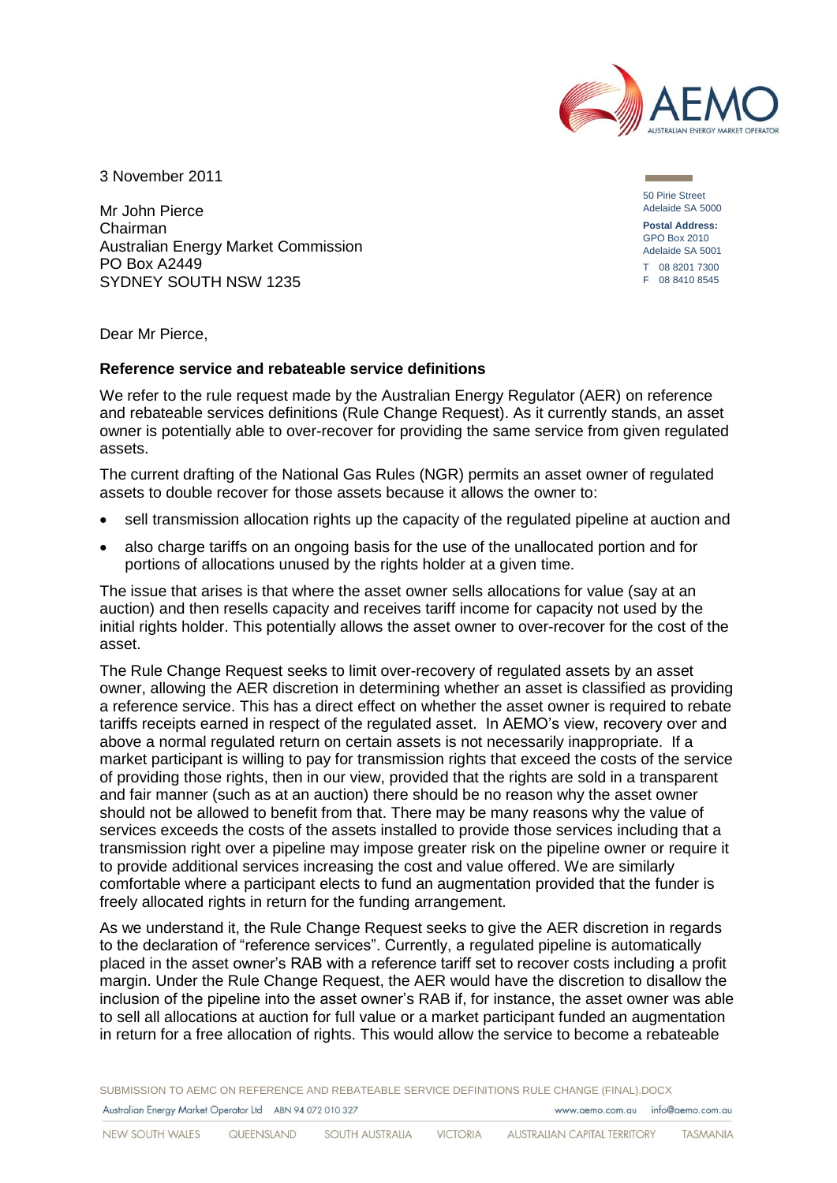3 November 2011

Mr John Pierce
Chairman
Australian Energy Market Commission
PO Box A2449
SYDNEY SOUTH NSW 1235

50 Pirie Street
Adelaide SA 5000

**Postal Address:**
GPO Box 2010
Adelaide SA 5001

T 08 8201 7300
F 08 8410 8545

Dear Mr Pierce,

**Reference service and rebateable service definitions**

We refer to the rule request made by the Australian Energy Regulator (AER) on reference and rebateable services definitions (Rule Change Request). As it currently stands, an asset owner is potentially able to over-recover for providing the same service from given regulated assets.

The current drafting of the National Gas Rules (NGR) permits an asset owner of regulated assets to double recover for those assets because it allows the owner to:

- sell transmission allocation rights up the capacity of the regulated pipeline at auction and
- also charge tariffs on an ongoing basis for the use of the unallocated portion and for portions of allocations unused by the rights holder at a given time.

The issue that arises is that where the asset owner sells allocations for value (say at an auction) and then resells capacity and receives tariff income for capacity not used by the initial rights holder. This potentially allows the asset owner to over-recover for the cost of the asset.

The Rule Change Request seeks to limit over-recovery of regulated assets by an asset owner, allowing the AER discretion in determining whether an asset is classified as providing a reference service. This has a direct effect on whether the asset owner is required to rebate tariffs receipts earned in respect of the regulated asset. In AEMO's view, recovery over and above a normal regulated return on certain assets is not necessarily inappropriate. If a market participant is willing to pay for transmission rights that exceed the costs of the service of providing those rights, then in our view, provided that the rights are sold in a transparent and fair manner (such as at an auction) there should be no reason why the asset owner should not be allowed to benefit from that. There may be many reasons why the value of services exceeds the costs of the assets installed to provide those services including that a transmission right over a pipeline may impose greater risk on the pipeline owner or require it to provide additional services increasing the cost and value offered. We are similarly comfortable where a participant elects to fund an augmentation provided that the funder is freely allocated rights in return for the funding arrangement.

As we understand it, the Rule Change Request seeks to give the AER discretion in regards to the declaration of "reference services". Currently, a regulated pipeline is automatically placed in the asset owner's RAB with a reference tariff set to recover costs including a profit margin. Under the Rule Change Request, the AER would have the discretion to disallow the inclusion of the pipeline into the asset owner's RAB if, for instance, the asset owner was able to sell all allocations at auction for full value or a market participant funded an augmentation in return for a free allocation of rights. This would allow the service to become a rebateable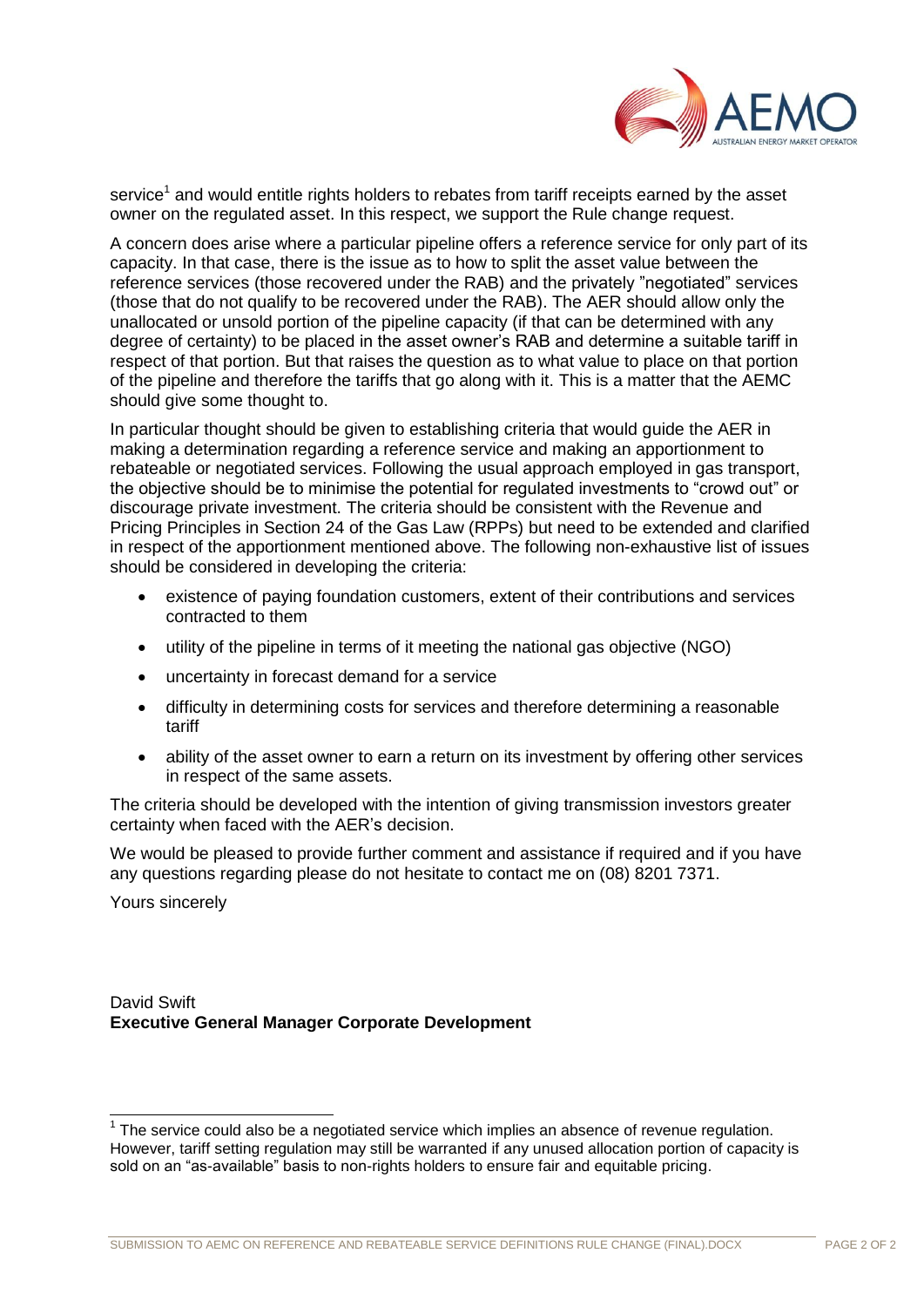service[1] and would entitle rights holders to rebates from tariff receipts earned by the asset owner on the regulated asset. In this respect, we support the Rule change request.

A concern does arise where a particular pipeline offers a reference service for only part of its capacity. In that case, there is the issue as to how to split the asset value between the reference services (those recovered under the RAB) and the privately "negotiated" services (those that do not qualify to be recovered under the RAB). The AER should allow only the unallocated or unsold portion of the pipeline capacity (if that can be determined with any degree of certainty) to be placed in the asset owner's RAB and determine a suitable tariff in respect of that portion. But that raises the question as to what value to place on that portion of the pipeline and therefore the tariffs that go along with it. This is a matter that the AEMC should give some thought to.

In particular thought should be given to establishing criteria that would guide the AER in making a determination regarding a reference service and making an apportionment to rebateable or negotiated services. Following the usual approach employed in gas transport, the objective should be to minimise the potential for regulated investments to "crowd out" or discourage private investment. The criteria should be consistent with the Revenue and Pricing Principles in Section 24 of the Gas Law (RPPs) but need to be extended and clarified in respect of the apportionment mentioned above. The following non-exhaustive list of issues should be considered in developing the criteria:

- existence of paying foundation customers, extent of their contributions and services contracted to them
- utility of the pipeline in terms of it meeting the national gas objective (NGO)
- uncertainty in forecast demand for a service
- difficulty in determining costs for services and therefore determining a reasonable tariff
- ability of the asset owner to earn a return on its investment by offering other services in respect of the same assets.

The criteria should be developed with the intention of giving transmission investors greater certainty when faced with the AER's decision.

We would be pleased to provide further comment and assistance if required and if you have any questions regarding please do not hesitate to contact me on (08) 8201 7371.

Yours sincerely

David Swift
**Executive General Manager Corporate Development**

---

[1] The service could also be a negotiated service which implies an absence of revenue regulation. However, tariff setting regulation may still be warranted if any unused allocation portion of capacity is sold on an "as-available" basis to non-rights holders to ensure fair and equitable pricing.